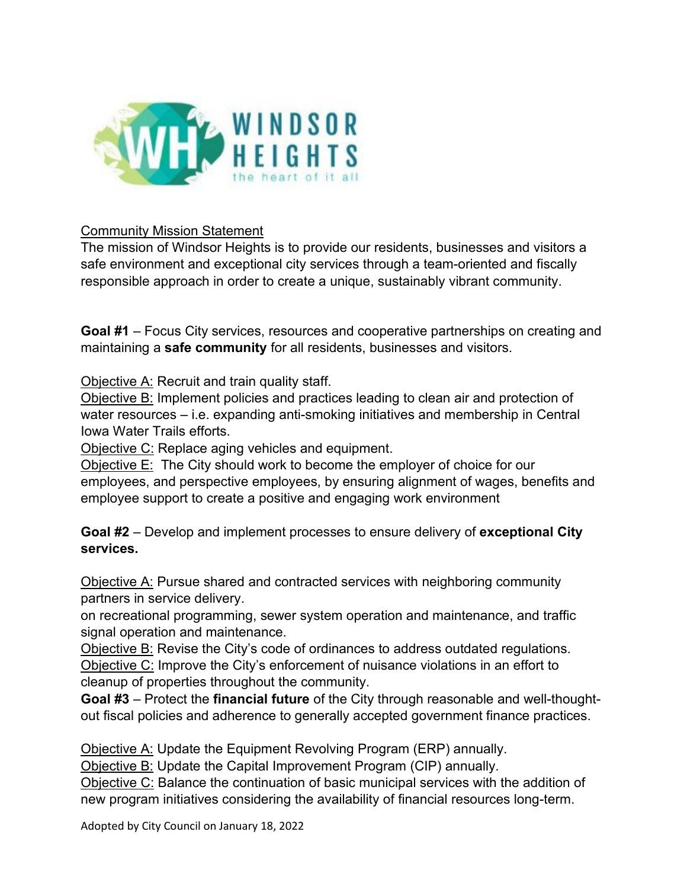Community Mission Statement

The mission of Windsor Heights is to provide our residents, businesses and visitors a safe environment and exceptional city services through a team-oriented and fiscally responsible approach in order to create a unique, sustainably vibrant community.

**Goal #1** – Focus City services, resources and cooperative partnerships on creating and maintaining a **safe community** for all residents, businesses and visitors.

Objective A: Recruit and train quality staff.
Objective B: Implement policies and practices leading to clean air and protection of water resources – i.e. expanding anti-smoking initiatives and membership in Central Iowa Water Trails efforts.
Objective C: Replace aging vehicles and equipment.
Objective E: The City should work to become the employer of choice for our employees, and perspective employees, by ensuring alignment of wages, benefits and employee support to create a positive and engaging work environment

**Goal #2** – Develop and implement processes to ensure delivery of **exceptional City services.**

Objective A: Pursue shared and contracted services with neighboring community partners in service delivery.
on recreational programming, sewer system operation and maintenance, and traffic signal operation and maintenance.
Objective B: Revise the City's code of ordinances to address outdated regulations.
Objective C: Improve the City's enforcement of nuisance violations in an effort to cleanup of properties throughout the community.

**Goal #3** – Protect the **financial future** of the City through reasonable and well-thought-out fiscal policies and adherence to generally accepted government finance practices.

Objective A: Update the Equipment Revolving Program (ERP) annually.
Objective B: Update the Capital Improvement Program (CIP) annually.
Objective C: Balance the continuation of basic municipal services with the addition of new program initiatives considering the availability of financial resources long-term.

Adopted by City Council on January 18, 2022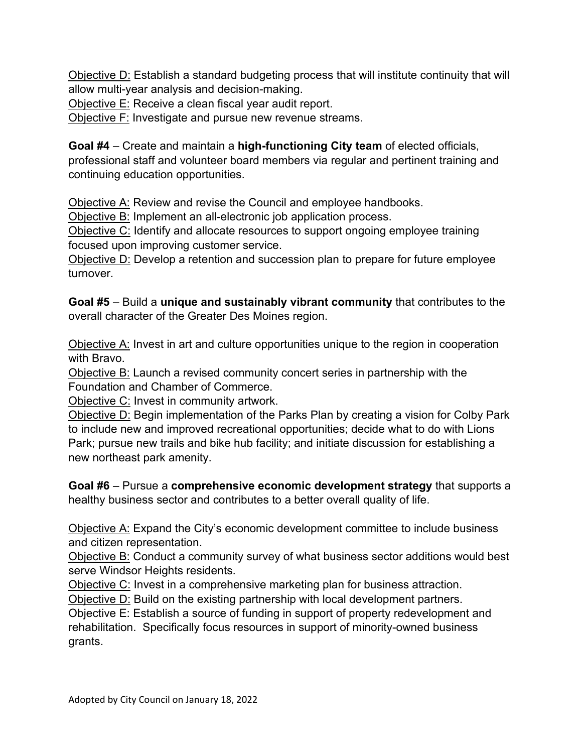Objective D: Establish a standard budgeting process that will institute continuity that will allow multi-year analysis and decision-making.
Objective E: Receive a clean fiscal year audit report.
Objective F: Investigate and pursue new revenue streams.

**Goal #4** – Create and maintain a **high-functioning City team** of elected officials, professional staff and volunteer board members via regular and pertinent training and continuing education opportunities.

Objective A: Review and revise the Council and employee handbooks.
Objective B: Implement an all-electronic job application process.
Objective C: Identify and allocate resources to support ongoing employee training focused upon improving customer service.
Objective D: Develop a retention and succession plan to prepare for future employee turnover.

**Goal #5** – Build a **unique and sustainably vibrant community** that contributes to the overall character of the Greater Des Moines region.

Objective A: Invest in art and culture opportunities unique to the region in cooperation with Bravo.
Objective B: Launch a revised community concert series in partnership with the Foundation and Chamber of Commerce.
Objective C: Invest in community artwork.
Objective D: Begin implementation of the Parks Plan by creating a vision for Colby Park to include new and improved recreational opportunities; decide what to do with Lions Park; pursue new trails and bike hub facility; and initiate discussion for establishing a new northeast park amenity.

**Goal #6** – Pursue a **comprehensive economic development strategy** that supports a healthy business sector and contributes to a better overall quality of life.

Objective A: Expand the City's economic development committee to include business and citizen representation.
Objective B: Conduct a community survey of what business sector additions would best serve Windsor Heights residents.
Objective C: Invest in a comprehensive marketing plan for business attraction.
Objective D: Build on the existing partnership with local development partners.
Objective E: Establish a source of funding in support of property redevelopment and rehabilitation. Specifically focus resources in support of minority-owned business grants.

Adopted by City Council on January 18, 2022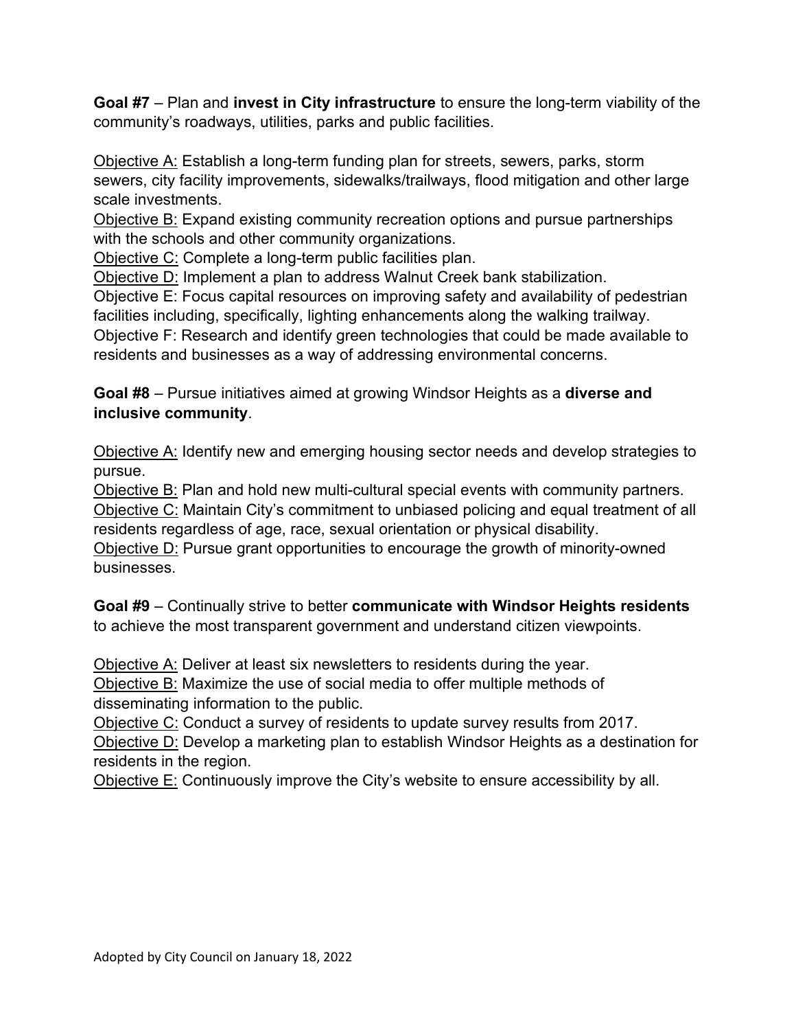**Goal #7** – Plan and **invest in City infrastructure** to ensure the long-term viability of the community's roadways, utilities, parks and public facilities.

Objective A: Establish a long-term funding plan for streets, sewers, parks, storm sewers, city facility improvements, sidewalks/trailways, flood mitigation and other large scale investments.
Objective B: Expand existing community recreation options and pursue partnerships with the schools and other community organizations.
Objective C: Complete a long-term public facilities plan.
Objective D: Implement a plan to address Walnut Creek bank stabilization.
Objective E: Focus capital resources on improving safety and availability of pedestrian facilities including, specifically, lighting enhancements along the walking trailway.
Objective F: Research and identify green technologies that could be made available to residents and businesses as a way of addressing environmental concerns.

**Goal #8** – Pursue initiatives aimed at growing Windsor Heights as a **diverse and inclusive community**.

Objective A: Identify new and emerging housing sector needs and develop strategies to pursue.
Objective B: Plan and hold new multi-cultural special events with community partners.
Objective C: Maintain City's commitment to unbiased policing and equal treatment of all residents regardless of age, race, sexual orientation or physical disability.
Objective D: Pursue grant opportunities to encourage the growth of minority-owned businesses.

**Goal #9** – Continually strive to better **communicate with Windsor Heights residents** to achieve the most transparent government and understand citizen viewpoints.

Objective A: Deliver at least six newsletters to residents during the year.
Objective B: Maximize the use of social media to offer multiple methods of disseminating information to the public.
Objective C: Conduct a survey of residents to update survey results from 2017.
Objective D: Develop a marketing plan to establish Windsor Heights as a destination for residents in the region.
Objective E: Continuously improve the City's website to ensure accessibility by all.

Adopted by City Council on January 18, 2022